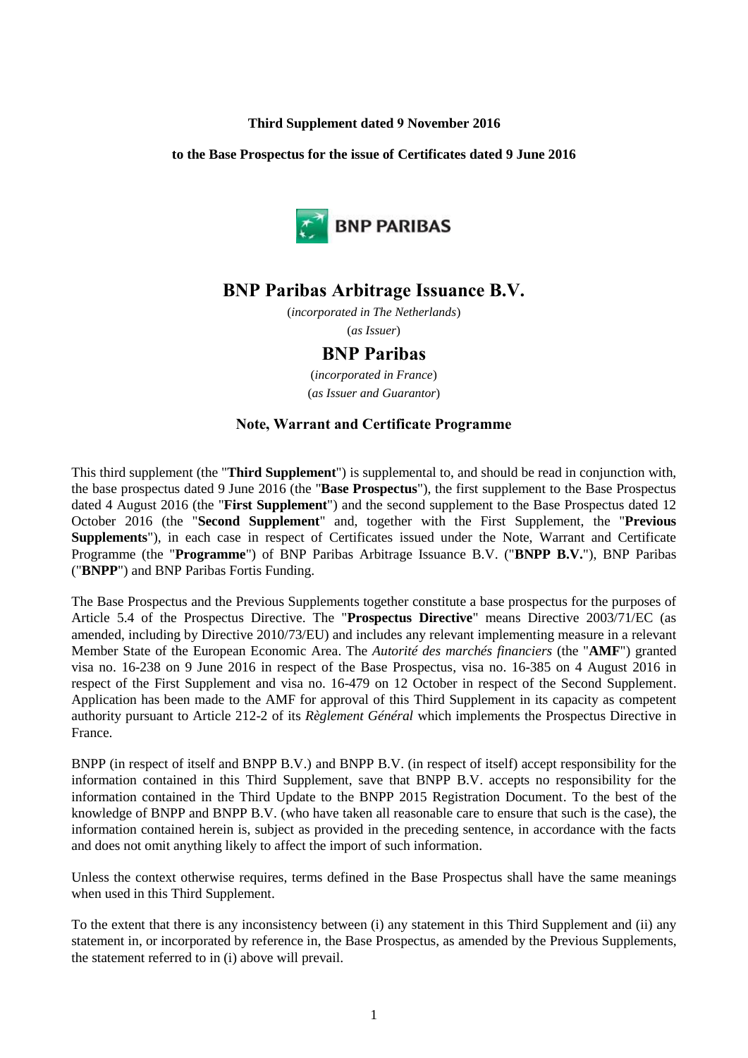**Third Supplement dated 9 November 2016**

**to the Base Prospectus for the issue of Certificates dated 9 June 2016**

BNP PARIBAS

# BNP Paribas Arbitrage Issuance B.V.

(*incorporated in The Netherlands*)

(*as Issuer*)

# BNP Paribas

(*incorporated in France*)

(*as Issuer and Guarantor*)

## Note, Warrant and Certificate Programme

This third supplement (the "**Third Supplement**") is supplemental to, and should be read in conjunction with, the base prospectus dated 9 June 2016 (the "**Base Prospectus**"), the first supplement to the Base Prospectus dated 4 August 2016 (the "**First Supplement**") and the second supplement to the Base Prospectus dated 12 October 2016 (the "**Second Supplement**" and, together with the First Supplement, the "**Previous Supplements**"), in each case in respect of Certificates issued under the Note, Warrant and Certificate Programme (the "**Programme**") of BNP Paribas Arbitrage Issuance B.V. ("**BNPP B.V.**"), BNP Paribas ("**BNPP**") and BNP Paribas Fortis Funding.

The Base Prospectus and the Previous Supplements together constitute a base prospectus for the purposes of Article 5.4 of the Prospectus Directive. The "**Prospectus Directive**" means Directive 2003/71/EC (as amended, including by Directive 2010/73/EU) and includes any relevant implementing measure in a relevant Member State of the European Economic Area. The *Autorité des marchés financiers* (the "**AMF**") granted visa no. 16-238 on 9 June 2016 in respect of the Base Prospectus, visa no. 16-385 on 4 August 2016 in respect of the First Supplement and visa no. 16-479 on 12 October in respect of the Second Supplement. Application has been made to the AMF for approval of this Third Supplement in its capacity as competent authority pursuant to Article 212-2 of its *Règlement Général* which implements the Prospectus Directive in France.

BNPP (in respect of itself and BNPP B.V.) and BNPP B.V. (in respect of itself) accept responsibility for the information contained in this Third Supplement, save that BNPP B.V. accepts no responsibility for the information contained in the Third Update to the BNPP 2015 Registration Document. To the best of the knowledge of BNPP and BNPP B.V. (who have taken all reasonable care to ensure that such is the case), the information contained herein is, subject as provided in the preceding sentence, in accordance with the facts and does not omit anything likely to affect the import of such information.

Unless the context otherwise requires, terms defined in the Base Prospectus shall have the same meanings when used in this Third Supplement.

To the extent that there is any inconsistency between (i) any statement in this Third Supplement and (ii) any statement in, or incorporated by reference in, the Base Prospectus, as amended by the Previous Supplements, the statement referred to in (i) above will prevail.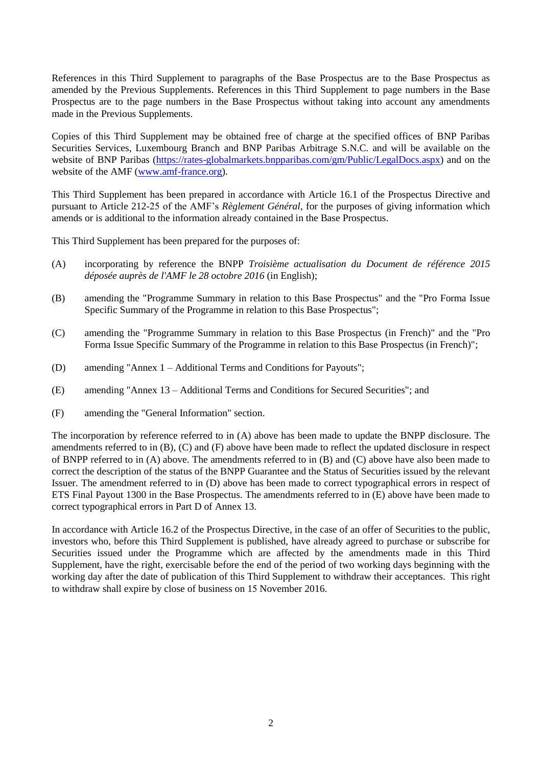References in this Third Supplement to paragraphs of the Base Prospectus are to the Base Prospectus as amended by the Previous Supplements. References in this Third Supplement to page numbers in the Base Prospectus are to the page numbers in the Base Prospectus without taking into account any amendments made in the Previous Supplements.

Copies of this Third Supplement may be obtained free of charge at the specified offices of BNP Paribas Securities Services, Luxembourg Branch and BNP Paribas Arbitrage S.N.C. and will be available on the website of BNP Paribas (https://rates-globalmarkets.bnpparibas.com/gm/Public/LegalDocs.aspx) and on the website of the AMF (www.amf-france.org).

This Third Supplement has been prepared in accordance with Article 16.1 of the Prospectus Directive and pursuant to Article 212-25 of the AMF's *Règlement Général*, for the purposes of giving information which amends or is additional to the information already contained in the Base Prospectus.

This Third Supplement has been prepared for the purposes of:

(A) incorporating by reference the BNPP *Troisième actualisation du Document de référence 2015 déposée auprès de l'AMF le 28 octobre 2016* (in English);

(B) amending the "Programme Summary in relation to this Base Prospectus" and the "Pro Forma Issue Specific Summary of the Programme in relation to this Base Prospectus";

(C) amending the "Programme Summary in relation to this Base Prospectus (in French)" and the "Pro Forma Issue Specific Summary of the Programme in relation to this Base Prospectus (in French)";

(D) amending "Annex 1 – Additional Terms and Conditions for Payouts";

(E) amending "Annex 13 – Additional Terms and Conditions for Secured Securities"; and

(F) amending the "General Information" section.

The incorporation by reference referred to in (A) above has been made to update the BNPP disclosure. The amendments referred to in (B), (C) and (F) above have been made to reflect the updated disclosure in respect of BNPP referred to in (A) above. The amendments referred to in (B) and (C) above have also been made to correct the description of the status of the BNPP Guarantee and the Status of Securities issued by the relevant Issuer. The amendment referred to in (D) above has been made to correct typographical errors in respect of ETS Final Payout 1300 in the Base Prospectus. The amendments referred to in (E) above have been made to correct typographical errors in Part D of Annex 13.

In accordance with Article 16.2 of the Prospectus Directive, in the case of an offer of Securities to the public, investors who, before this Third Supplement is published, have already agreed to purchase or subscribe for Securities issued under the Programme which are affected by the amendments made in this Third Supplement, have the right, exercisable before the end of the period of two working days beginning with the working day after the date of publication of this Third Supplement to withdraw their acceptances. This right to withdraw shall expire by close of business on 15 November 2016.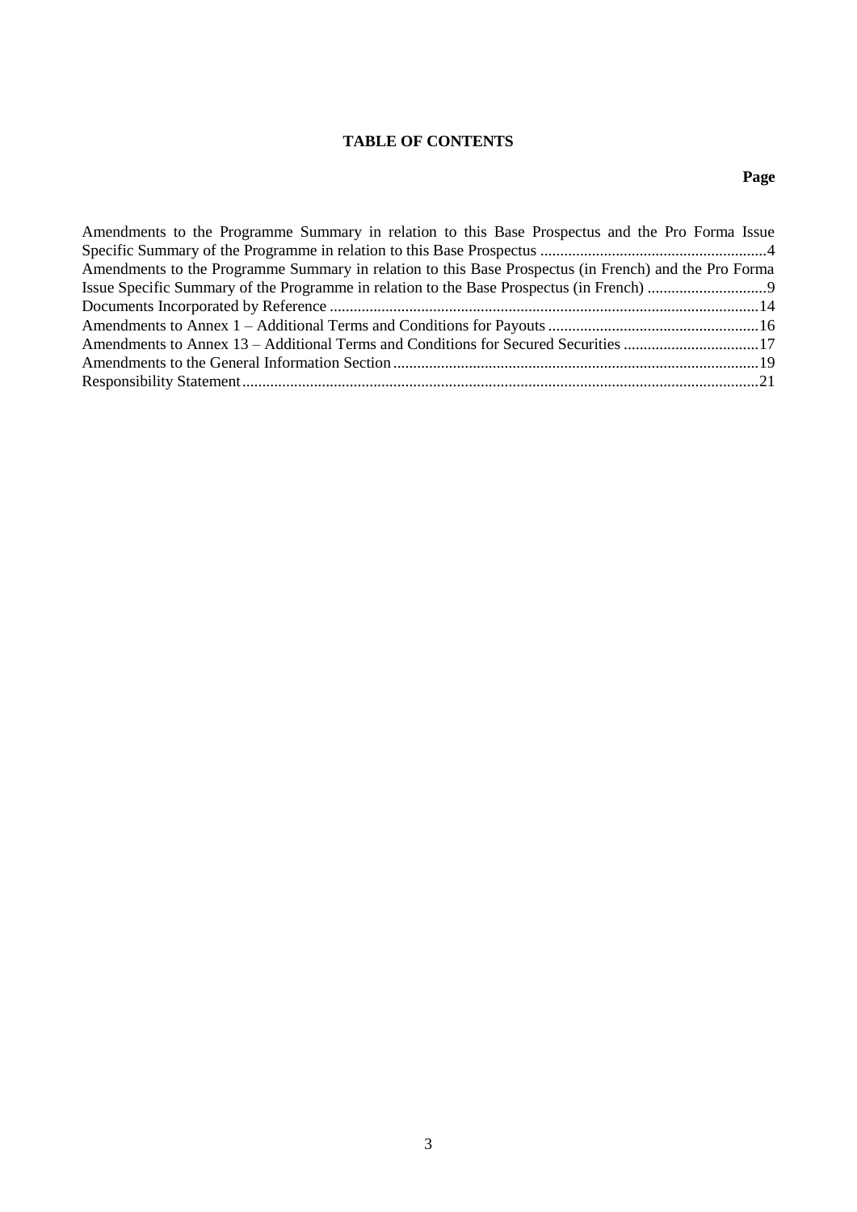# TABLE OF CONTENTS

| | Page |
|---|---|
| Amendments to the Programme Summary in relation to this Base Prospectus and the Pro Forma Issue Specific Summary of the Programme in relation to this Base Prospectus | 4 |
| Amendments to the Programme Summary in relation to this Base Prospectus (in French) and the Pro Forma Issue Specific Summary of the Programme in relation to the Base Prospectus (in French) | 9 |
| Documents Incorporated by Reference | 14 |
| Amendments to Annex 1 – Additional Terms and Conditions for Payouts | 16 |
| Amendments to Annex 13 – Additional Terms and Conditions for Secured Securities | 17 |
| Amendments to the General Information Section | 19 |
| Responsibility Statement | 21 |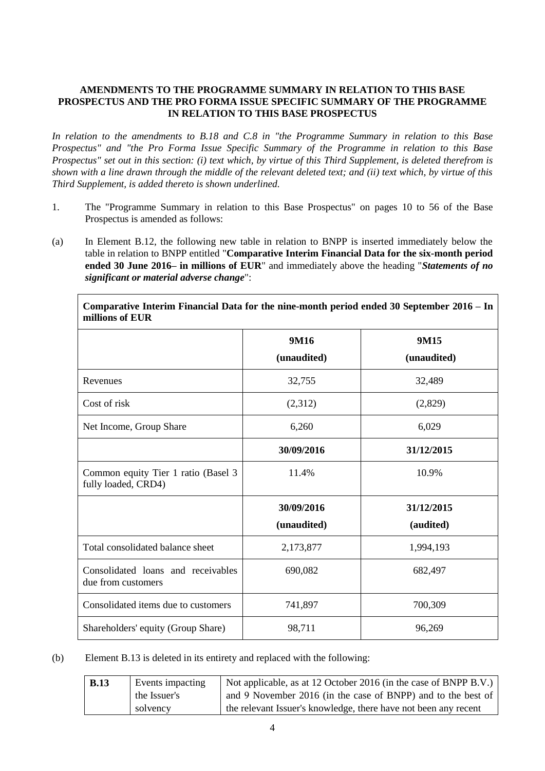**AMENDMENTS TO THE PROGRAMME SUMMARY IN RELATION TO THIS BASE PROSPECTUS AND THE PRO FORMA ISSUE SPECIFIC SUMMARY OF THE PROGRAMME IN RELATION TO THIS BASE PROSPECTUS**

*In relation to the amendments to B.18 and C.8 in "the Programme Summary in relation to this Base Prospectus" and "the Pro Forma Issue Specific Summary of the Programme in relation to this Base Prospectus" set out in this section: (i) text which, by virtue of this Third Supplement, is deleted therefrom is shown with a line drawn through the middle of the relevant deleted text; and (ii) text which, by virtue of this Third Supplement, is added thereto is shown underlined.*

1. The "Programme Summary in relation to this Base Prospectus" on pages 10 to 56 of the Base Prospectus is amended as follows:

(a) In Element B.12, the following new table in relation to BNPP is inserted immediately below the table in relation to BNPP entitled "**Comparative Interim Financial Data for the six-month period ended 30 June 2016– in millions of EUR**" and immediately above the heading "***Statements of no significant or material adverse change***":

| **Comparative Interim Financial Data for the nine-month period ended 30 September 2016 – In millions of EUR** | | |
|---|---|---|
| | **9M16 (unaudited)** | **9M15 (unaudited)** |
| Revenues | 32,755 | 32,489 |
| Cost of risk | (2,312) | (2,829) |
| Net Income, Group Share | 6,260 | 6,029 |
| | **30/09/2016** | **31/12/2015** |
| Common equity Tier 1 ratio (Basel 3 fully loaded, CRD4) | 11.4% | 10.9% |
| | **30/09/2016 (unaudited)** | **31/12/2015 (audited)** |
| Total consolidated balance sheet | 2,173,877 | 1,994,193 |
| Consolidated loans and receivables due from customers | 690,082 | 682,497 |
| Consolidated items due to customers | 741,897 | 700,309 |
| Shareholders' equity (Group Share) | 98,711 | 96,269 |

(b) Element B.13 is deleted in its entirety and replaced with the following:

| **B.13** | Events impacting the Issuer's solvency | Not applicable, as at 12 October 2016 (in the case of BNPP B.V.) and 9 November 2016 (in the case of BNPP) and to the best of the relevant Issuer's knowledge, there have not been any recent |
|---|---|---|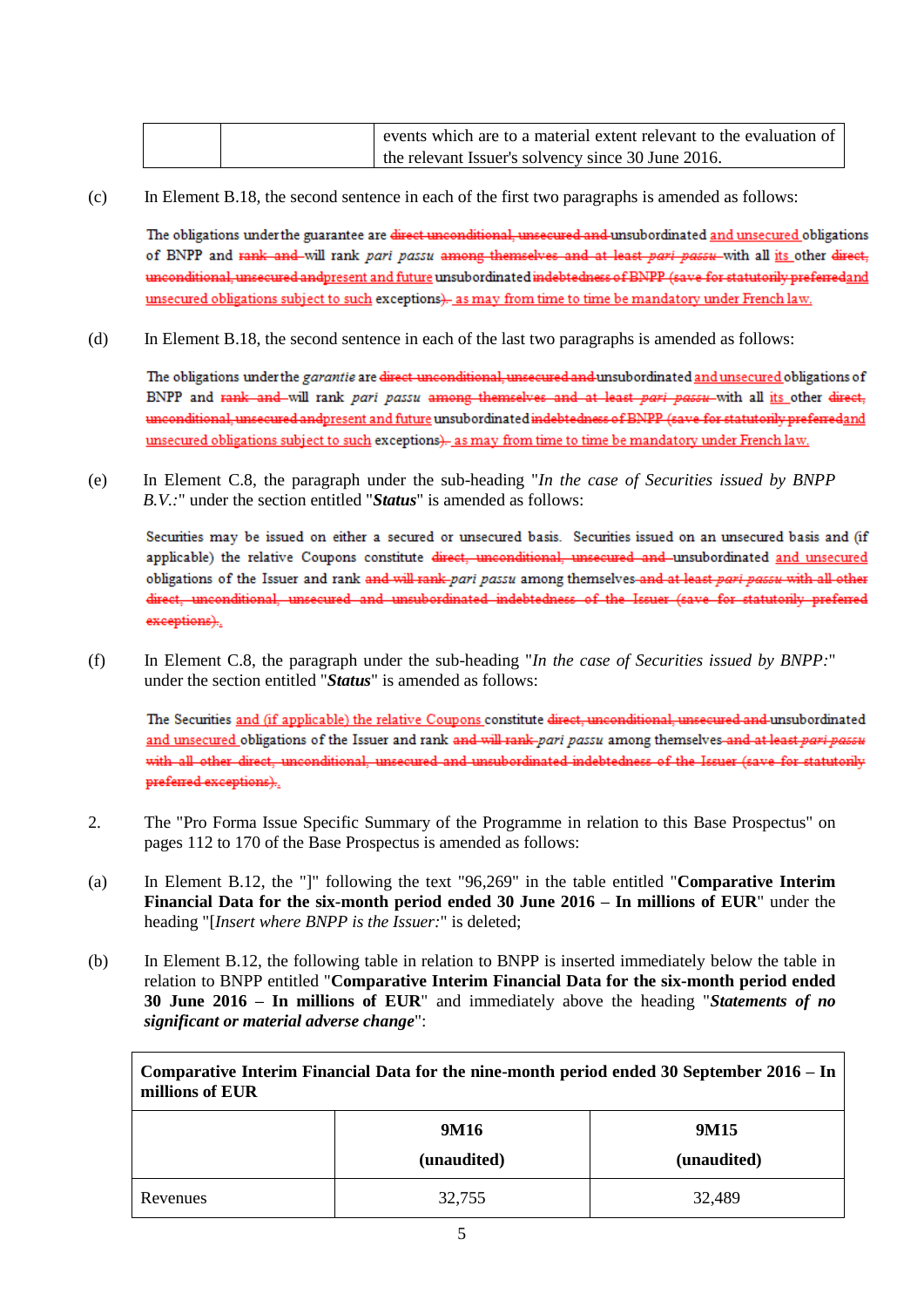| | | events which are to a material extent relevant to the evaluation of the relevant Issuer's solvency since 30 June 2016. |
|---|---|---|

(c) In Element B.18, the second sentence in each of the first two paragraphs is amended as follows:

The obligations under the guarantee are ~~direct unconditional, unsecured and~~ unsubordinated and unsecured obligations of BNPP and ~~rank and~~ will rank *pari passu* ~~among themselves and at least *pari passu*~~ with all its other ~~direct, unconditional, unsecured and~~ present and future unsubordinated ~~indebtedness of BNPP (save for statutorily preferred~~ and unsecured obligations subject to such exceptions~~)~~. as may from time to time be mandatory under French law.

(d) In Element B.18, the second sentence in each of the last two paragraphs is amended as follows:

The obligations under the *garantie* are ~~direct unconditional, unsecured and~~ unsubordinated and unsecured obligations of BNPP and ~~rank and~~ will rank *pari passu* ~~among themselves and at least *pari passu*~~ with all its other ~~direct, unconditional, unsecured and~~ present and future unsubordinated ~~indebtedness of BNPP (save for statutorily preferred~~ and unsecured obligations subject to such exceptions~~)~~. as may from time to time be mandatory under French law.

(e) In Element C.8, the paragraph under the sub-heading "*In the case of Securities issued by BNPP B.V.:*" under the section entitled "***Status***" is amended as follows:

Securities may be issued on either a secured or unsecured basis. Securities issued on an unsecured basis and (if applicable) the relative Coupons constitute ~~direct, unconditional, unsecured and~~ unsubordinated and unsecured obligations of the Issuer and rank ~~and will rank~~ *pari passu* among themselves ~~and at least *pari passu* with all other direct, unconditional, unsecured and unsubordinated indebtedness of the Issuer (save for statutorily preferred exceptions)~~.

(f) In Element C.8, the paragraph under the sub-heading "*In the case of Securities issued by BNPP:*" under the section entitled "***Status***" is amended as follows:

The Securities and (if applicable) the relative Coupons constitute ~~direct, unconditional, unsecured and~~ unsubordinated and unsecured obligations of the Issuer and rank ~~and will rank~~ *pari passu* among themselves ~~and at least *pari passu* with all other direct, unconditional, unsecured and unsubordinated indebtedness of the Issuer (save for statutorily preferred exceptions)~~.

2. The "Pro Forma Issue Specific Summary of the Programme in relation to this Base Prospectus" on pages 112 to 170 of the Base Prospectus is amended as follows:

(a) In Element B.12, the "]" following the text "96,269" in the table entitled "**Comparative Interim Financial Data for the six-month period ended 30 June 2016 – In millions of EUR**" under the heading "[*Insert where BNPP is the Issuer:*" is deleted;

(b) In Element B.12, the following table in relation to BNPP is inserted immediately below the table in relation to BNPP entitled "**Comparative Interim Financial Data for the six-month period ended 30 June 2016 – In millions of EUR**" and immediately above the heading "***Statements of no significant or material adverse change***":

| **Comparative Interim Financial Data for the nine-month period ended 30 September 2016 – In millions of EUR** | | |
|---|---|---|
| | **9M16** **(unaudited)** | **9M15** **(unaudited)** |
| Revenues | 32,755 | 32,489 |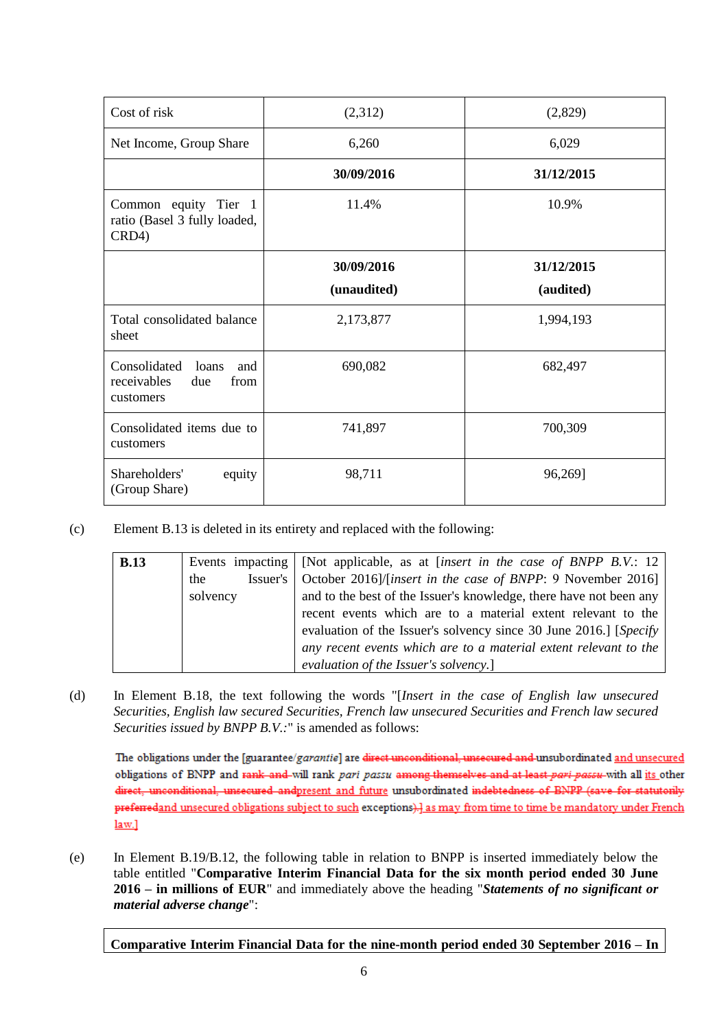| Cost of risk | (2,312) | (2,829) |
|---|---|---|
| Net Income, Group Share | 6,260 | 6,029 |
| | **30/09/2016** | **31/12/2015** |
| Common equity Tier 1 ratio (Basel 3 fully loaded, CRD4) | 11.4% | 10.9% |
| | **30/09/2016 (unaudited)** | **31/12/2015 (audited)** |
| Total consolidated balance sheet | 2,173,877 | 1,994,193 |
| Consolidated loans and receivables due from customers | 690,082 | 682,497 |
| Consolidated items due to customers | 741,897 | 700,309 |
| Shareholders' equity (Group Share) | 98,711 | 96,269] |

(c) Element B.13 is deleted in its entirety and replaced with the following:

| **B.13** | Events impacting the Issuer's solvency | [Not applicable, as at [*insert in the case of BNPP B.V.*: 12 October 2016]/[*insert in the case of BNPP*: 9 November 2016] and to the best of the Issuer's knowledge, there have not been any recent events which are to a material extent relevant to the evaluation of the Issuer's solvency since 30 June 2016.] [*Specify any recent events which are to a material extent relevant to the evaluation of the Issuer's solvency.*] |
|---|---|---|

(d) In Element B.18, the text following the words "[*Insert in the case of English law unsecured Securities, English law secured Securities, French law unsecured Securities and French law secured Securities issued by BNPP B.V.*:" is amended as follows:

The obligations under the [guarantee/*garantie*] are ~~direct unconditional, unsecured and~~ unsubordinated and unsecured obligations of BNPP and ~~rank and~~ will rank *pari passu* ~~among themselves and at least *pari passu*~~ with all its other ~~direct, unconditional, unsecured and~~present and future unsubordinated ~~indebtedness of BNPP (save for statutorily preferred~~and unsecured obligations subject to such exceptions~~).~~] as may from time to time be mandatory under French law.]

(e) In Element B.19/B.12, the following table in relation to BNPP is inserted immediately below the table entitled "**Comparative Interim Financial Data for the six month period ended 30 June 2016 – in millions of EUR**" and immediately above the heading "***Statements of no significant or material adverse change***":

**Comparative Interim Financial Data for the nine-month period ended 30 September 2016 – In**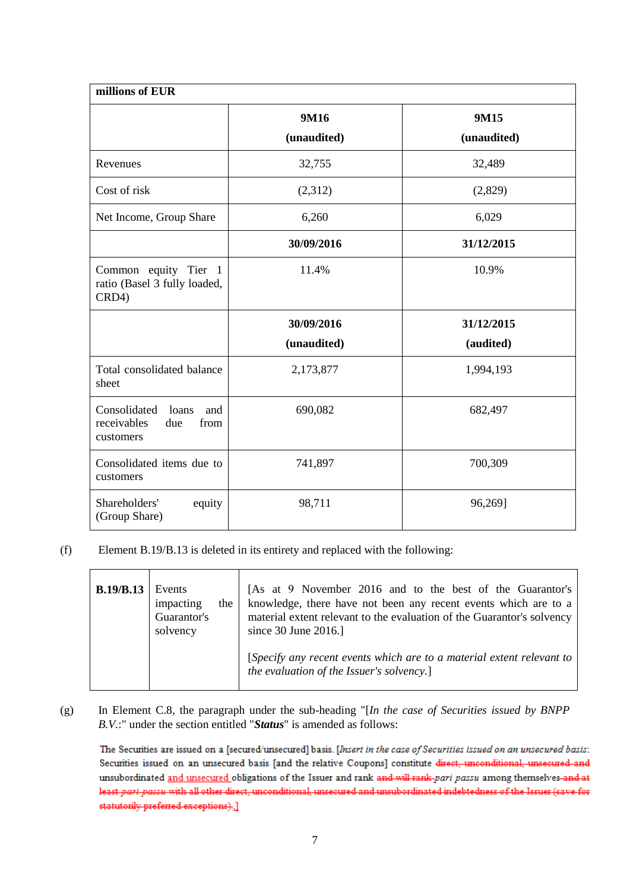| millions of EUR | | |
|---|---|---|
| | **9M16 (unaudited)** | **9M15 (unaudited)** |
| Revenues | 32,755 | 32,489 |
| Cost of risk | (2,312) | (2,829) |
| Net Income, Group Share | 6,260 | 6,029 |
| | **30/09/2016** | **31/12/2015** |
| Common equity Tier 1 ratio (Basel 3 fully loaded, CRD4) | 11.4% | 10.9% |
| | **30/09/2016 (unaudited)** | **31/12/2015 (audited)** |
| Total consolidated balance sheet | 2,173,877 | 1,994,193 |
| Consolidated loans and receivables due from customers | 690,082 | 682,497 |
| Consolidated items due to customers | 741,897 | 700,309 |
| Shareholders' equity (Group Share) | 98,711 | 96,269] |

(f) Element B.19/B.13 is deleted in its entirety and replaced with the following:

| | | |
|---|---|---|
| **B.19/B.13** | Events impacting the Guarantor's solvency | [As at 9 November 2016 and to the best of the Guarantor's knowledge, there have not been any recent events which are to a material extent relevant to the evaluation of the Guarantor's solvency since 30 June 2016.]<br><br>[*Specify any recent events which are to a material extent relevant to the evaluation of the Issuer's solvency.*] |

(g) In Element C.8, the paragraph under the sub-heading "[*In the case of Securities issued by BNPP B.V.*:" under the section entitled "***Status***" is amended as follows:

The Securities are issued on a [secured/unsecured] basis. [*Insert in the case of Securities issued on an unsecured basis*: Securities issued on an unsecured basis [and the relative Coupons] constitute ~~direct, unconditional, unsecured and~~ unsubordinated and unsecured obligations of the Issuer and rank ~~and will rank~~ *pari passu* among themselves ~~and at least *pari passu* with all other direct, unconditional, unsecured and unsubordinated indebtedness of the Issuer (save for statutorily preferred exceptions)~~.]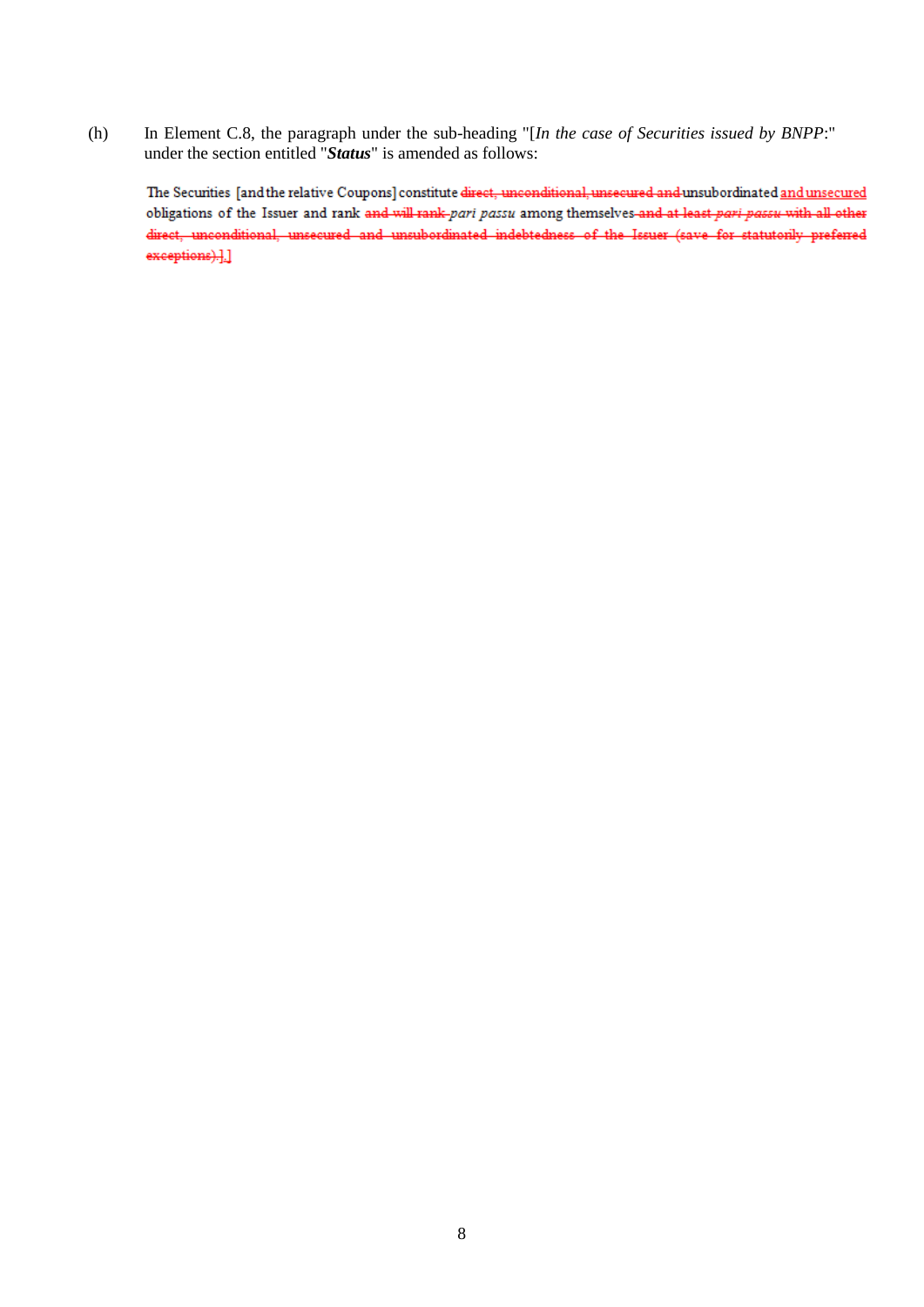(h) In Element C.8, the paragraph under the sub-heading "[*In the case of Securities issued by BNPP*:" under the section entitled "***Status***" is amended as follows:

> The Securities [and the relative Coupons] constitute ~~direct, unconditional, unsecured and~~ unsubordinated and unsecured obligations of the Issuer and rank ~~and will rank~~ *pari passu* among themselves ~~and at least *pari passu* with all other direct, unconditional, unsecured and unsubordinated indebtedness of the Issuer (save for statutorily preferred exceptions).~~].]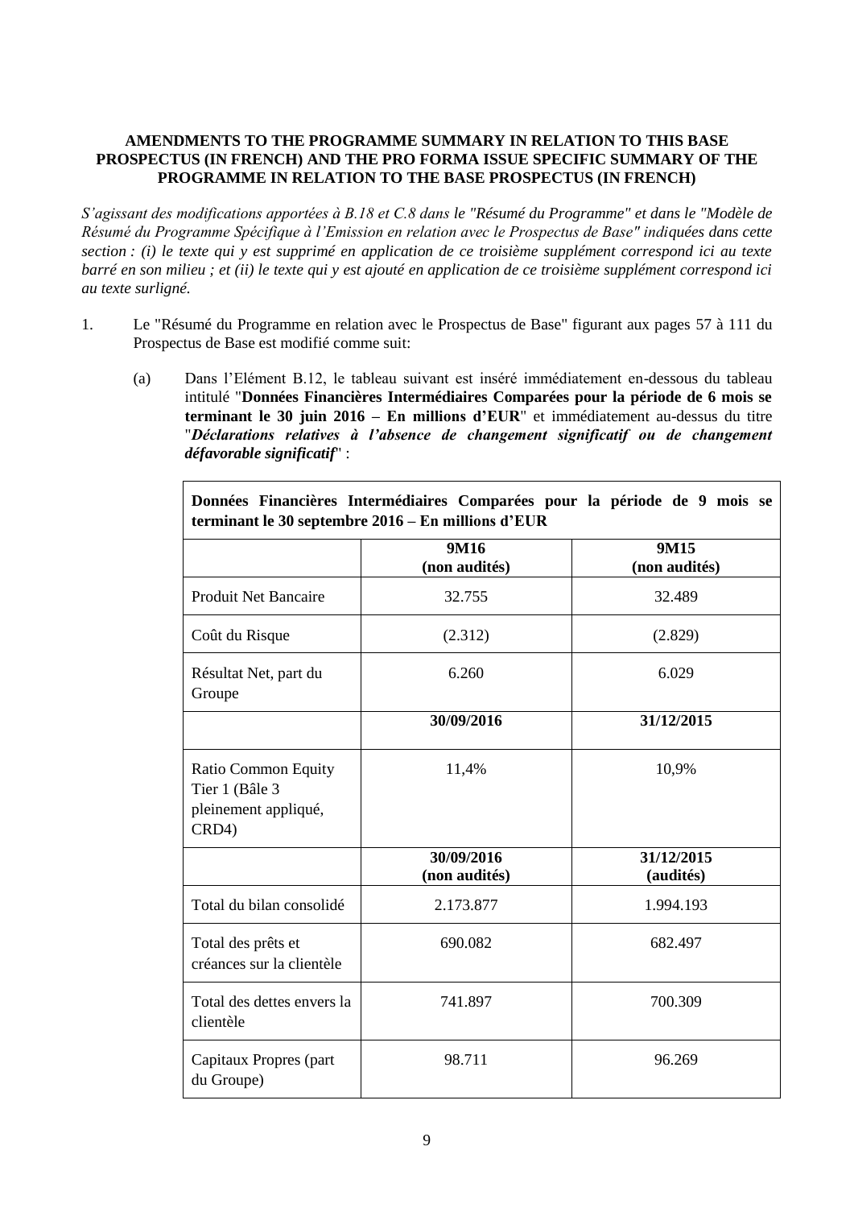**AMENDMENTS TO THE PROGRAMME SUMMARY IN RELATION TO THIS BASE PROSPECTUS (IN FRENCH) AND THE PRO FORMA ISSUE SPECIFIC SUMMARY OF THE PROGRAMME IN RELATION TO THE BASE PROSPECTUS (IN FRENCH)**

*S'agissant des modifications apportées à B.18 et C.8 dans le "Résumé du Programme" et dans le "Modèle de Résumé du Programme Spécifique à l'Emission en relation avec le Prospectus de Base" indiquées dans cette section : (i) le texte qui y est supprimé en application de ce troisième supplément correspond ici au texte barré en son milieu ; et (ii) le texte qui y est ajouté en application de ce troisième supplément correspond ici au texte surligné.*

1. Le "Résumé du Programme en relation avec le Prospectus de Base" figurant aux pages 57 à 111 du Prospectus de Base est modifié comme suit:

   (a) Dans l'Elément B.12, le tableau suivant est inséré immédiatement en-dessous du tableau intitulé "**Données Financières Intermédiaires Comparées pour la période de 6 mois se terminant le 30 juin 2016 – En millions d'EUR**" et immédiatement au-dessus du titre "***Déclarations relatives à l'absence de changement significatif ou de changement défavorable significatif***" :

| **Données Financières Intermédiaires Comparées pour la période de 9 mois se terminant le 30 septembre 2016 – En millions d'EUR** | | |
|---|---|---|
| | **9M16 (non audités)** | **9M15 (non audités)** |
| Produit Net Bancaire | 32.755 | 32.489 |
| Coût du Risque | (2.312) | (2.829) |
| Résultat Net, part du Groupe | 6.260 | 6.029 |
| | **30/09/2016** | **31/12/2015** |
| Ratio Common Equity Tier 1 (Bâle 3 pleinement appliqué, CRD4) | 11,4% | 10,9% |
| | **30/09/2016 (non audités)** | **31/12/2015 (audités)** |
| Total du bilan consolidé | 2.173.877 | 1.994.193 |
| Total des prêts et créances sur la clientèle | 690.082 | 682.497 |
| Total des dettes envers la clientèle | 741.897 | 700.309 |
| Capitaux Propres (part du Groupe) | 98.711 | 96.269 |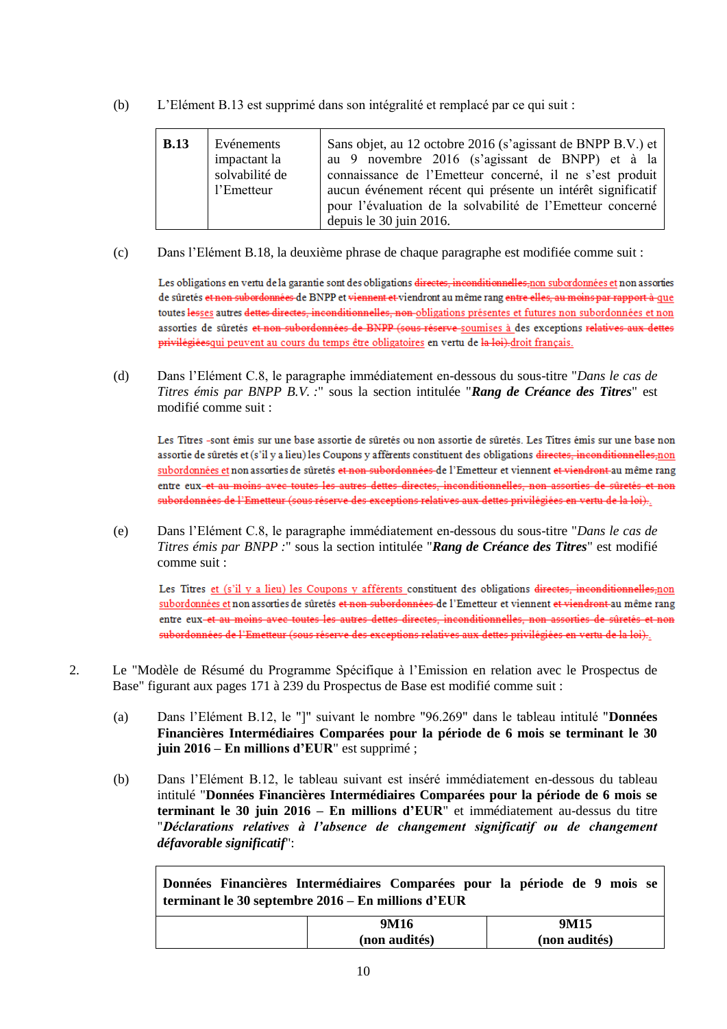(b) L'Elément B.13 est supprimé dans son intégralité et remplacé par ce qui suit :

| **B.13** | Evénements impactant la solvabilité de l'Emetteur | Sans objet, au 12 octobre 2016 (s'agissant de BNPP B.V.) et au 9 novembre 2016 (s'agissant de BNPP) et à la connaissance de l'Emetteur concerné, il ne s'est produit aucun événement récent qui présente un intérêt significatif pour l'évaluation de la solvabilité de l'Emetteur concerné depuis le 30 juin 2016. |
|---|---|---|

(c) Dans l'Elément B.18, la deuxième phrase de chaque paragraphe est modifiée comme suit :

Les obligations en vertu de la garantie sont des obligations ~~directes, inconditionnelles,~~non subordonnées et non assorties de sûretés ~~et non subordonnées~~ de BNPP et ~~viennent et~~ viendront au même rang ~~entre elles, au moins par rapport à~~ que toutes ~~les~~ses autres ~~dettes directes, inconditionnelles, non~~ obligations présentes et futures non subordonnées et non assorties de sûretés ~~et non subordonnées de BNPP (sous réserve~~ soumises à des exceptions ~~relatives aux dettes privilégiées~~qui peuvent au cours du temps être obligatoires en vertu de ~~la loi)~~ droit français.

(d) Dans l'Elément C.8, le paragraphe immédiatement en-dessous du sous-titre "*Dans le cas de Titres émis par BNPP B.V. :*" sous la section intitulée "***Rang de Créance des Titres***" est modifié comme suit :

Les Titres -sont émis sur une base assortie de sûretés ou non assortie de sûretés. Les Titres émis sur une base non assortie de sûretés et (s'il y a lieu) les Coupons y afférents constituent des obligations ~~directes, inconditionnelles,~~non subordonnées et non assorties de sûretés ~~et non subordonnées~~ de l'Emetteur et viennent ~~et viendront~~ au même rang entre eux ~~et au moins avec toutes les autres dettes directes, inconditionnelles, non assorties de sûretés et non subordonnées de l'Emetteur (sous réserve des exceptions relatives aux dettes privilégiées en vertu de la loi)~~.

(e) Dans l'Elément C.8, le paragraphe immédiatement en-dessous du sous-titre "*Dans le cas de Titres émis par BNPP :*" sous la section intitulée "***Rang de Créance des Titres***" est modifié comme suit :

Les Titres et (s'il y a lieu) les Coupons y afférents constituent des obligations ~~directes, inconditionnelles,~~non subordonnées et non assorties de sûretés ~~et non subordonnées~~ de l'Emetteur et viennent ~~et viendront~~ au même rang entre eux ~~et au moins avec toutes les autres dettes directes, inconditionnelles, non assorties de sûretés et non subordonnées de l'Emetteur (sous réserve des exceptions relatives aux dettes privilégiées en vertu de la loi)~~.

2. Le "Modèle de Résumé du Programme Spécifique à l'Emission en relation avec le Prospectus de Base" figurant aux pages 171 à 239 du Prospectus de Base est modifié comme suit :

(a) Dans l'Elément B.12, le "]" suivant le nombre "96.269" dans le tableau intitulé "**Données Financières Intermédiaires Comparées pour la période de 6 mois se terminant le 30 juin 2016 – En millions d'EUR**" est supprimé ;

(b) Dans l'Elément B.12, le tableau suivant est inséré immédiatement en-dessous du tableau intitulé "**Données Financières Intermédiaires Comparées pour la période de 6 mois se terminant le 30 juin 2016 – En millions d'EUR**" et immédiatement au-dessus du titre "***Déclarations relatives à l'absence de changement significatif ou de changement défavorable significatif***":

| **Données Financières Intermédiaires Comparées pour la période de 9 mois se terminant le 30 septembre 2016 – En millions d'EUR** | | |
|---|---|---|
| | **9M16 (non audités)** | **9M15 (non audités)** |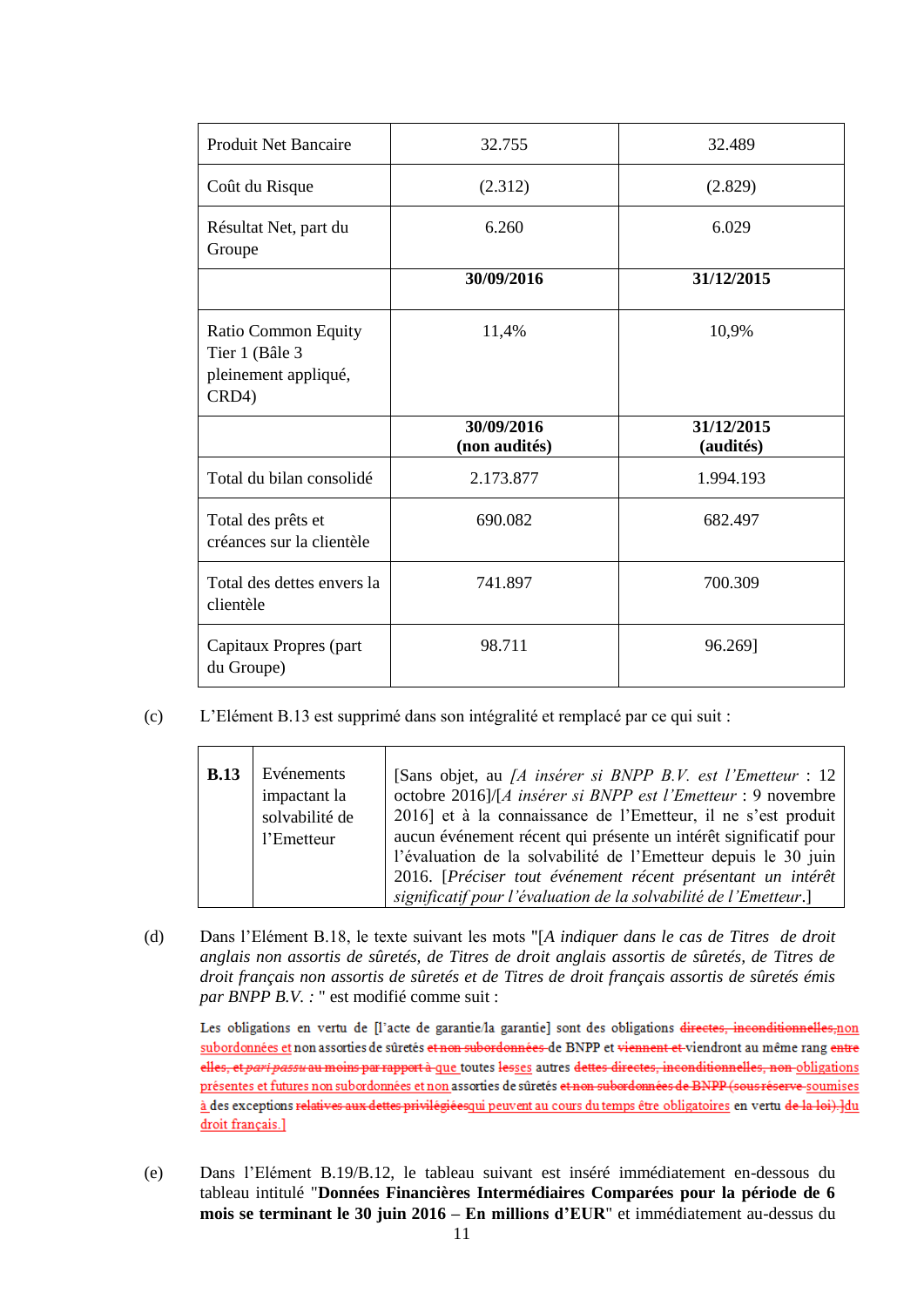| Produit Net Bancaire | 32.755 | 32.489 |
|---|---|---|
| Coût du Risque | (2.312) | (2.829) |
| Résultat Net, part du Groupe | 6.260 | 6.029 |
| | **30/09/2016** | **31/12/2015** |
| Ratio Common Equity Tier 1 (Bâle 3 pleinement appliqué, CRD4) | 11,4% | 10,9% |
| | **30/09/2016 (non audités)** | **31/12/2015 (audités)** |
| Total du bilan consolidé | 2.173.877 | 1.994.193 |
| Total des prêts et créances sur la clientèle | 690.082 | 682.497 |
| Total des dettes envers la clientèle | 741.897 | 700.309 |
| Capitaux Propres (part du Groupe) | 98.711 | 96.269] |

(c) L'Elément B.13 est supprimé dans son intégralité et remplacé par ce qui suit :

| **B.13** | Evénements impactant la solvabilité de l'Emetteur | [Sans objet, au *[A insérer si BNPP B.V. est l'Emetteur* : 12 octobre 2016]/[*A insérer si BNPP est l'Emetteur* : 9 novembre 2016] et à la connaissance de l'Emetteur, il ne s'est produit aucun événement récent qui présente un intérêt significatif pour l'évaluation de la solvabilité de l'Emetteur depuis le 30 juin 2016. [*Préciser tout événement récent présentant un intérêt significatif pour l'évaluation de la solvabilité de l'Emetteur*.] |
|---|---|---|

(d) Dans l'Elément B.18, le texte suivant les mots "[*A indiquer dans le cas de Titres de droit anglais non assortis de sûretés, de Titres de droit anglais assortis de sûretés, de Titres de droit français non assortis de sûretés et de Titres de droit français assortis de sûretés émis par BNPP B.V. :* " est modifié comme suit :

Les obligations en vertu de [l'acte de garantie/la garantie] sont des obligations ~~directes, inconditionnelles,~~non subordonnées et non assorties de sûretés ~~et non subordonnées~~ de BNPP et ~~viennent et~~ viendront au même rang ~~entre elles, et *pari passu* au moins par rapport à~~ que toutes ~~les~~ses autres ~~dettes directes, inconditionnelles, non~~ obligations présentes et futures non subordonnées et non assorties de sûretés ~~et non subordonnées de BNPP (sous réserve~~ soumises à des exceptions ~~relatives aux dettes privilégiées~~qui peuvent au cours du temps être obligatoires en vertu ~~de la loi).]~~du droit français.]

(e) Dans l'Elément B.19/B.12, le tableau suivant est inséré immédiatement en-dessous du tableau intitulé "**Données Financières Intermédiaires Comparées pour la période de 6 mois se terminant le 30 juin 2016 – En millions d'EUR**" et immédiatement au-dessus du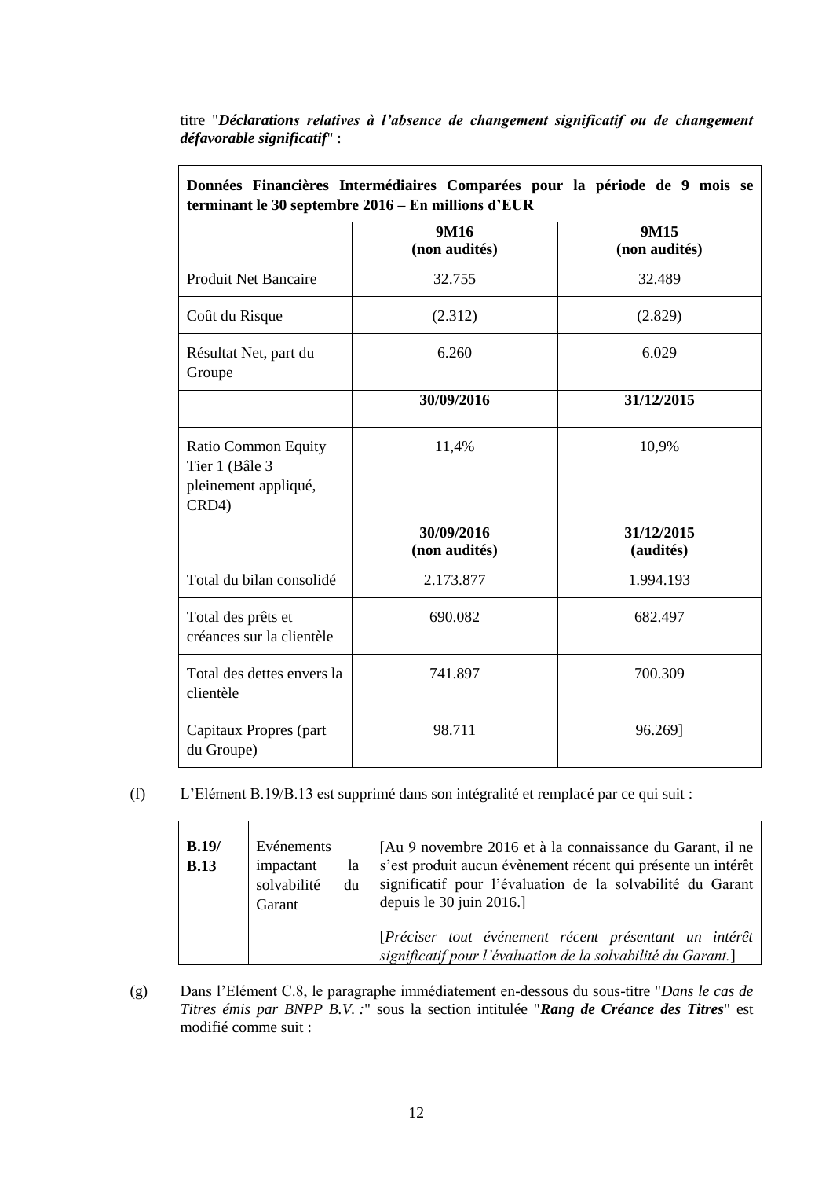titre "***Déclarations relatives à l'absence de changement significatif ou de changement défavorable significatif***" :

| **Données Financières Intermédiaires Comparées pour la période de 9 mois se terminant le 30 septembre 2016 – En millions d'EUR** | | |
|---|---|---|
| | **9M16 (non audités)** | **9M15 (non audités)** |
| Produit Net Bancaire | 32.755 | 32.489 |
| Coût du Risque | (2.312) | (2.829) |
| Résultat Net, part du Groupe | 6.260 | 6.029 |
| | **30/09/2016** | **31/12/2015** |
| Ratio Common Equity Tier 1 (Bâle 3 pleinement appliqué, CRD4) | 11,4% | 10,9% |
| | **30/09/2016 (non audités)** | **31/12/2015 (audités)** |
| Total du bilan consolidé | 2.173.877 | 1.994.193 |
| Total des prêts et créances sur la clientèle | 690.082 | 682.497 |
| Total des dettes envers la clientèle | 741.897 | 700.309 |
| Capitaux Propres (part du Groupe) | 98.711 | 96.269] |

(f) L'Elément B.19/B.13 est supprimé dans son intégralité et remplacé par ce qui suit :

| **B.19/ B.13** | Evénements impactant la solvabilité du Garant | [Au 9 novembre 2016 et à la connaissance du Garant, il ne s'est produit aucun évènement récent qui présente un intérêt significatif pour l'évaluation de la solvabilité du Garant depuis le 30 juin 2016.]<br><br>[*Préciser tout événement récent présentant un intérêt significatif pour l'évaluation de la solvabilité du Garant.*] |
|---|---|---|

(g) Dans l'Elément C.8, le paragraphe immédiatement en-dessous du sous-titre "*Dans le cas de Titres émis par BNPP B.V.* :" sous la section intitulée "***Rang de Créance des Titres***" est modifié comme suit :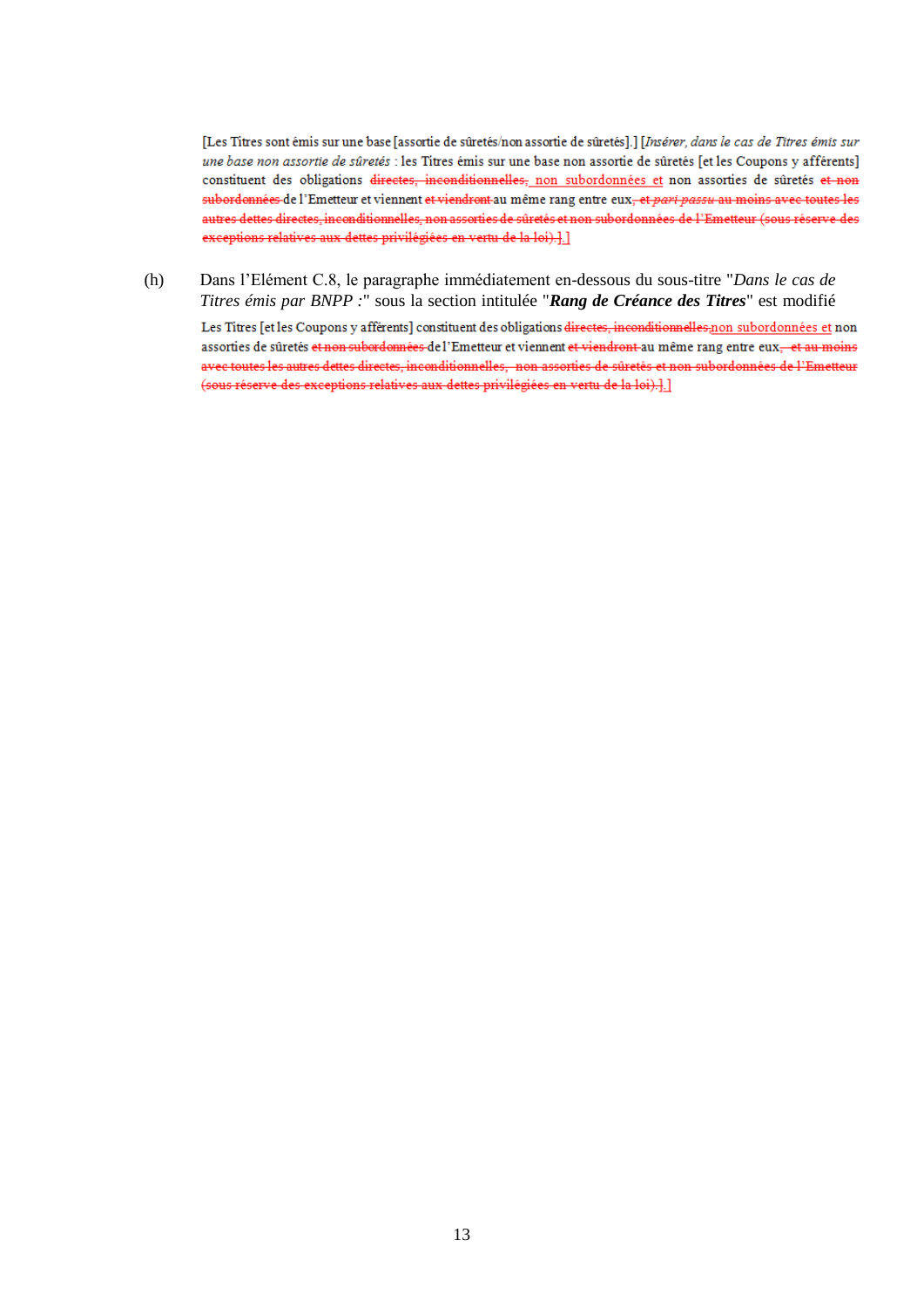[Les Titres sont émis sur une base [assortie de sûretés/non assortie de sûretés].] [*Insérer, dans le cas de Titres émis sur une base non assortie de sûretés* : les Titres émis sur une base non assortie de sûretés [et les Coupons y afférents] constituent des obligations ~~directes, inconditionnelles,~~ non subordonnées et non assorties de sûretés ~~et non subordonnées~~ de l'Emetteur et viennent ~~et viendront~~ au même rang entre eux~~, et *pari passu* au moins avec toutes les autres dettes directes, inconditionnelles, non assorties de sûretés et non subordonnées de l'Emetteur (sous réserve des exceptions relatives aux dettes privilégiées en vertu de la loi).~~].]

(h) Dans l'Elément C.8, le paragraphe immédiatement en-dessous du sous-titre "*Dans le cas de Titres émis par BNPP :*" sous la section intitulée "***Rang de Créance des Titres***" est modifié

Les Titres [et les Coupons y afférents] constituent des obligations ~~directes, inconditionnelles,~~non subordonnées et non assorties de sûretés ~~et non subordonnées~~ de l'Emetteur et viennent ~~et viendront~~ au même rang entre eux~~, et au moins avec toutes les autres dettes directes, inconditionnelles, non assorties de sûretés et non subordonnées de l'Emetteur (sous réserve des exceptions relatives aux dettes privilégiées en vertu de la loi).~~].]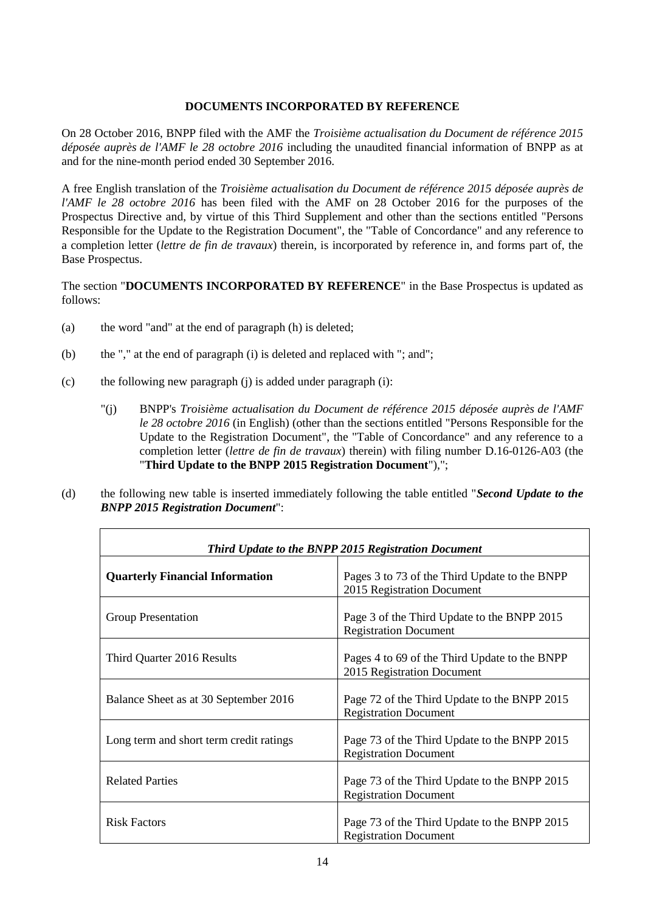## DOCUMENTS INCORPORATED BY REFERENCE

On 28 October 2016, BNPP filed with the AMF the *Troisième actualisation du Document de référence 2015 déposée auprès de l'AMF le 28 octobre 2016* including the unaudited financial information of BNPP as at and for the nine-month period ended 30 September 2016.

A free English translation of the *Troisième actualisation du Document de référence 2015 déposée auprès de l'AMF le 28 octobre 2016* has been filed with the AMF on 28 October 2016 for the purposes of the Prospectus Directive and, by virtue of this Third Supplement and other than the sections entitled "Persons Responsible for the Update to the Registration Document", the "Table of Concordance" and any reference to a completion letter (*lettre de fin de travaux*) therein, is incorporated by reference in, and forms part of, the Base Prospectus.

The section "**DOCUMENTS INCORPORATED BY REFERENCE**" in the Base Prospectus is updated as follows:

(a) the word "and" at the end of paragraph (h) is deleted;

(b) the "," at the end of paragraph (i) is deleted and replaced with "; and";

(c) the following new paragraph (j) is added under paragraph (i):

"(j) BNPP's *Troisième actualisation du Document de référence 2015 déposée auprès de l'AMF le 28 octobre 2016* (in English) (other than the sections entitled "Persons Responsible for the Update to the Registration Document", the "Table of Concordance" and any reference to a completion letter (*lettre de fin de travaux*) therein) with filing number D.16-0126-A03 (the "**Third Update to the BNPP 2015 Registration Document**"),";

(d) the following new table is inserted immediately following the table entitled "***Second Update to the BNPP 2015 Registration Document***":

| ***Third Update to the BNPP 2015 Registration Document*** | |
|---|---|
| **Quarterly Financial Information** | Pages 3 to 73 of the Third Update to the BNPP 2015 Registration Document |
| Group Presentation | Page 3 of the Third Update to the BNPP 2015 Registration Document |
| Third Quarter 2016 Results | Pages 4 to 69 of the Third Update to the BNPP 2015 Registration Document |
| Balance Sheet as at 30 September 2016 | Page 72 of the Third Update to the BNPP 2015 Registration Document |
| Long term and short term credit ratings | Page 73 of the Third Update to the BNPP 2015 Registration Document |
| Related Parties | Page 73 of the Third Update to the BNPP 2015 Registration Document |
| Risk Factors | Page 73 of the Third Update to the BNPP 2015 Registration Document |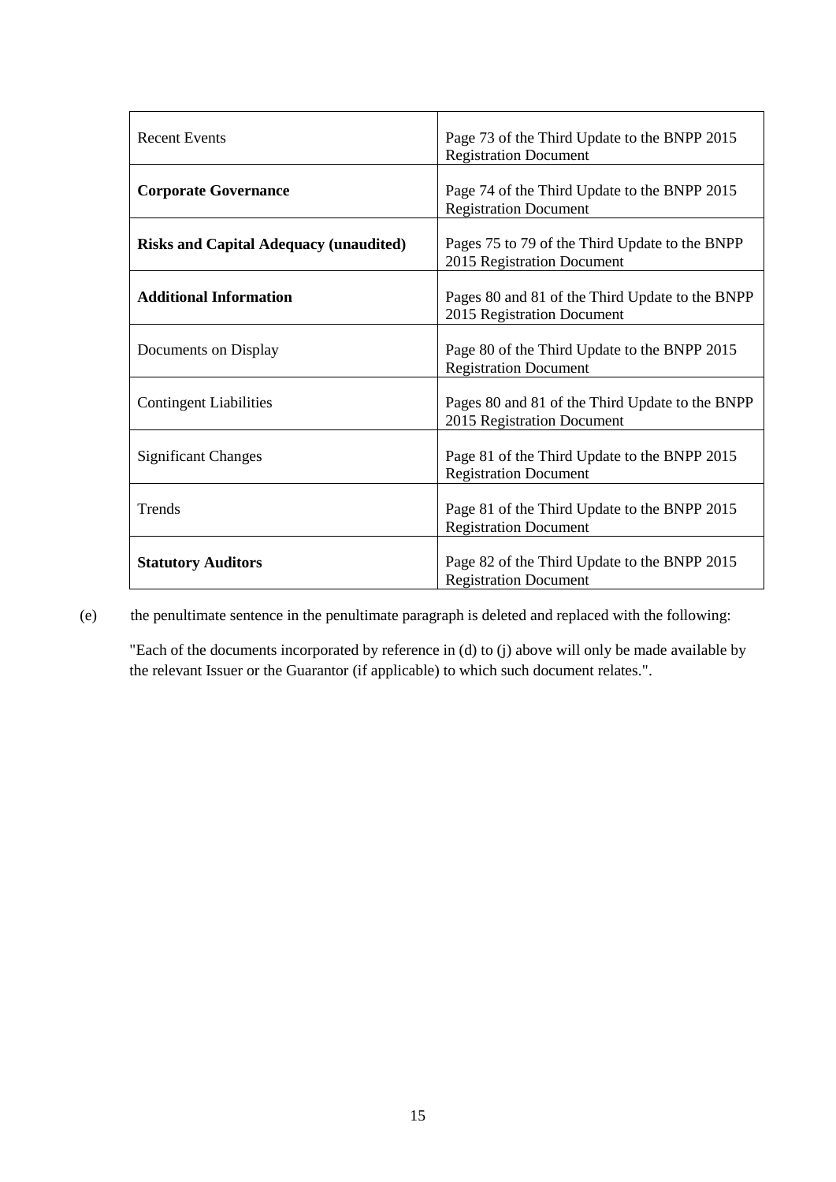| | |
|---|---|
| Recent Events | Page 73 of the Third Update to the BNPP 2015 Registration Document |
| **Corporate Governance** | Page 74 of the Third Update to the BNPP 2015 Registration Document |
| **Risks and Capital Adequacy (unaudited)** | Pages 75 to 79 of the Third Update to the BNPP 2015 Registration Document |
| **Additional Information** | Pages 80 and 81 of the Third Update to the BNPP 2015 Registration Document |
| Documents on Display | Page 80 of the Third Update to the BNPP 2015 Registration Document |
| Contingent Liabilities | Pages 80 and 81 of the Third Update to the BNPP 2015 Registration Document |
| Significant Changes | Page 81 of the Third Update to the BNPP 2015 Registration Document |
| Trends | Page 81 of the Third Update to the BNPP 2015 Registration Document |
| **Statutory Auditors** | Page 82 of the Third Update to the BNPP 2015 Registration Document |

(e) the penultimate sentence in the penultimate paragraph is deleted and replaced with the following:

"Each of the documents incorporated by reference in (d) to (j) above will only be made available by the relevant Issuer or the Guarantor (if applicable) to which such document relates.".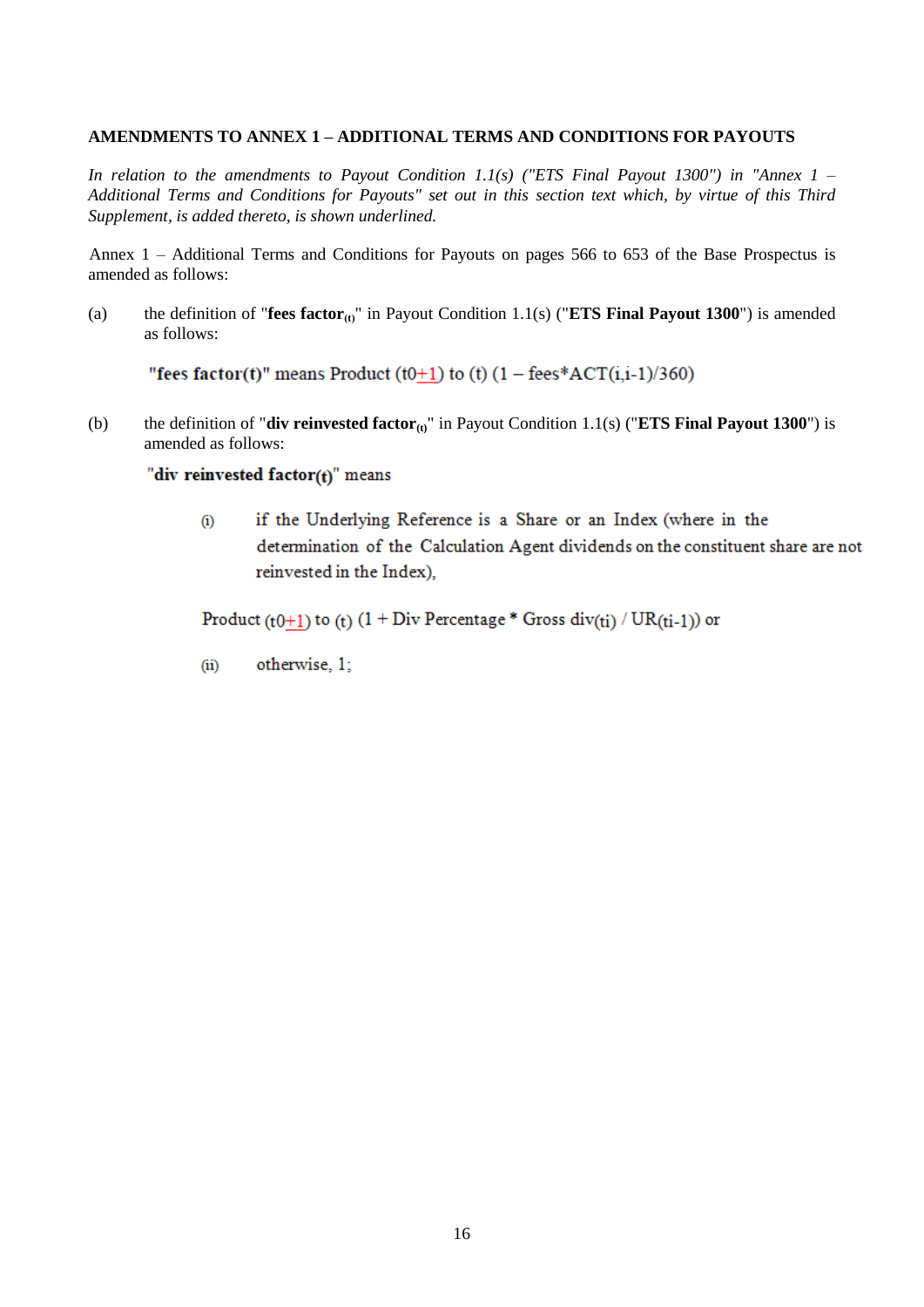**AMENDMENTS TO ANNEX 1 – ADDITIONAL TERMS AND CONDITIONS FOR PAYOUTS**

*In relation to the amendments to Payout Condition 1.1(s) ("ETS Final Payout 1300") in "Annex 1 – Additional Terms and Conditions for Payouts" set out in this section text which, by virtue of this Third Supplement, is added thereto, is shown underlined.*

Annex 1 – Additional Terms and Conditions for Payouts on pages 566 to 653 of the Base Prospectus is amended as follows:

(a) the definition of "**fees factor$_{(t)}$**" in Payout Condition 1.1(s) ("**ETS Final Payout 1300**") is amended as follows:

**"fees factor(t)"** means Product (t0+1) to (t) (1 – fees*ACT(i,i-1)/360)

(b) the definition of "**div reinvested factor$_{(t)}$**" in Payout Condition 1.1(s) ("**ETS Final Payout 1300**") is amended as follows:

"**div reinvested factor$_{(t)}$**" means

(i) if the Underlying Reference is a Share or an Index (where in the determination of the Calculation Agent dividends on the constituent share are not reinvested in the Index),

Product $_{(t0+1)}$ to $_{(t)}$ (1 + Div Percentage * Gross div$_{(ti)}$ / UR$_{(ti-1)}$) or

(ii) otherwise, 1;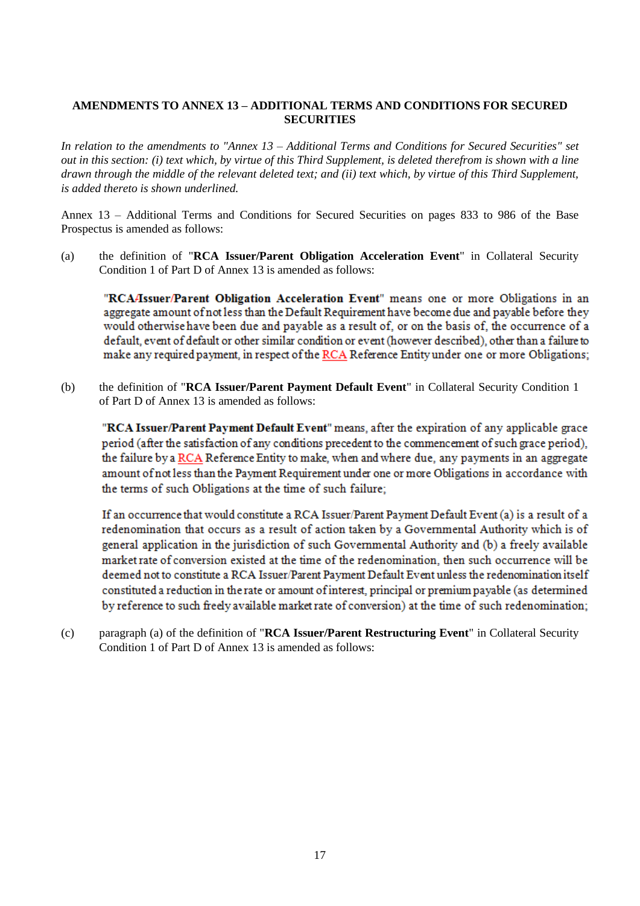**AMENDMENTS TO ANNEX 13 – ADDITIONAL TERMS AND CONDITIONS FOR SECURED SECURITIES**

*In relation to the amendments to "Annex 13 – Additional Terms and Conditions for Secured Securities" set out in this section: (i) text which, by virtue of this Third Supplement, is deleted therefrom is shown with a line drawn through the middle of the relevant deleted text; and (ii) text which, by virtue of this Third Supplement, is added thereto is shown underlined.*

Annex 13 – Additional Terms and Conditions for Secured Securities on pages 833 to 986 of the Base Prospectus is amended as follows:

(a) the definition of "**RCA Issuer/Parent Obligation Acceleration Event**" in Collateral Security Condition 1 of Part D of Annex 13 is amended as follows:

> "**RCA ~~/~~Issuer/Parent Obligation Acceleration Event**" means one or more Obligations in an aggregate amount of not less than the Default Requirement have become due and payable before they would otherwise have been due and payable as a result of, or on the basis of, the occurrence of a default, event of default or other similar condition or event (however described), other than a failure to make any required payment, in respect of the <u>RCA</u> Reference Entity under one or more Obligations;

(b) the definition of "**RCA Issuer/Parent Payment Default Event**" in Collateral Security Condition 1 of Part D of Annex 13 is amended as follows:

> "**RCA Issuer/Parent Payment Default Event**" means, after the expiration of any applicable grace period (after the satisfaction of any conditions precedent to the commencement of such grace period), the failure by a <u>RCA</u> Reference Entity to make, when and where due, any payments in an aggregate amount of not less than the Payment Requirement under one or more Obligations in accordance with the terms of such Obligations at the time of such failure;
>
> If an occurrence that would constitute a RCA Issuer/Parent Payment Default Event (a) is a result of a redenomination that occurs as a result of action taken by a Governmental Authority which is of general application in the jurisdiction of such Governmental Authority and (b) a freely available market rate of conversion existed at the time of the redenomination, then such occurrence will be deemed not to constitute a RCA Issuer/Parent Payment Default Event unless the redenomination itself constituted a reduction in the rate or amount of interest, principal or premium payable (as determined by reference to such freely available market rate of conversion) at the time of such redenomination;

(c) paragraph (a) of the definition of "**RCA Issuer/Parent Restructuring Event**" in Collateral Security Condition 1 of Part D of Annex 13 is amended as follows: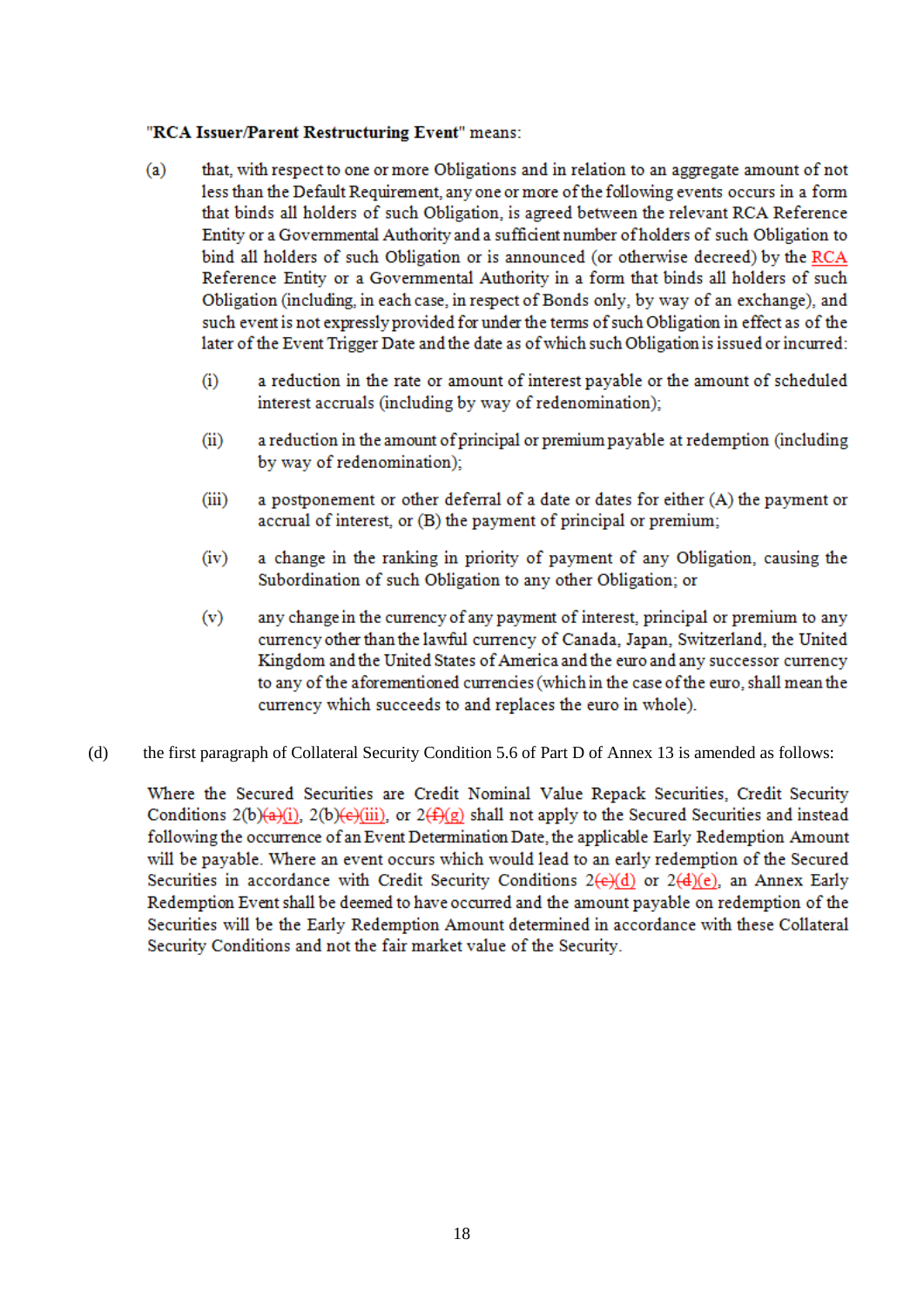"**RCA Issuer/Parent Restructuring Event**" means:

(a) that, with respect to one or more Obligations and in relation to an aggregate amount of not less than the Default Requirement, any one or more of the following events occurs in a form that binds all holders of such Obligation, is agreed between the relevant RCA Reference Entity or a Governmental Authority and a sufficient number of holders of such Obligation to bind all holders of such Obligation or is announced (or otherwise decreed) by the RCA Reference Entity or a Governmental Authority in a form that binds all holders of such Obligation (including, in each case, in respect of Bonds only, by way of an exchange), and such event is not expressly provided for under the terms of such Obligation in effect as of the later of the Event Trigger Date and the date as of which such Obligation is issued or incurred:

   (i) a reduction in the rate or amount of interest payable or the amount of scheduled interest accruals (including by way of redenomination);

   (ii) a reduction in the amount of principal or premium payable at redemption (including by way of redenomination);

   (iii) a postponement or other deferral of a date or dates for either (A) the payment or accrual of interest, or (B) the payment of principal or premium;

   (iv) a change in the ranking in priority of payment of any Obligation, causing the Subordination of such Obligation to any other Obligation; or

   (v) any change in the currency of any payment of interest, principal or premium to any currency other than the lawful currency of Canada, Japan, Switzerland, the United Kingdom and the United States of America and the euro and any successor currency to any of the aforementioned currencies (which in the case of the euro, shall mean the currency which succeeds to and replaces the euro in whole).

(d) the first paragraph of Collateral Security Condition 5.6 of Part D of Annex 13 is amended as follows:

Where the Secured Securities are Credit Nominal Value Repack Securities, Credit Security Conditions 2(b)~~(a)~~(i), 2(b)~~(c)~~(iii), or 2~~(f)~~(g) shall not apply to the Secured Securities and instead following the occurrence of an Event Determination Date, the applicable Early Redemption Amount will be payable. Where an event occurs which would lead to an early redemption of the Secured Securities in accordance with Credit Security Conditions 2~~(c)~~(d) or 2~~(d)~~(e), an Annex Early Redemption Event shall be deemed to have occurred and the amount payable on redemption of the Securities will be the Early Redemption Amount determined in accordance with these Collateral Security Conditions and not the fair market value of the Security.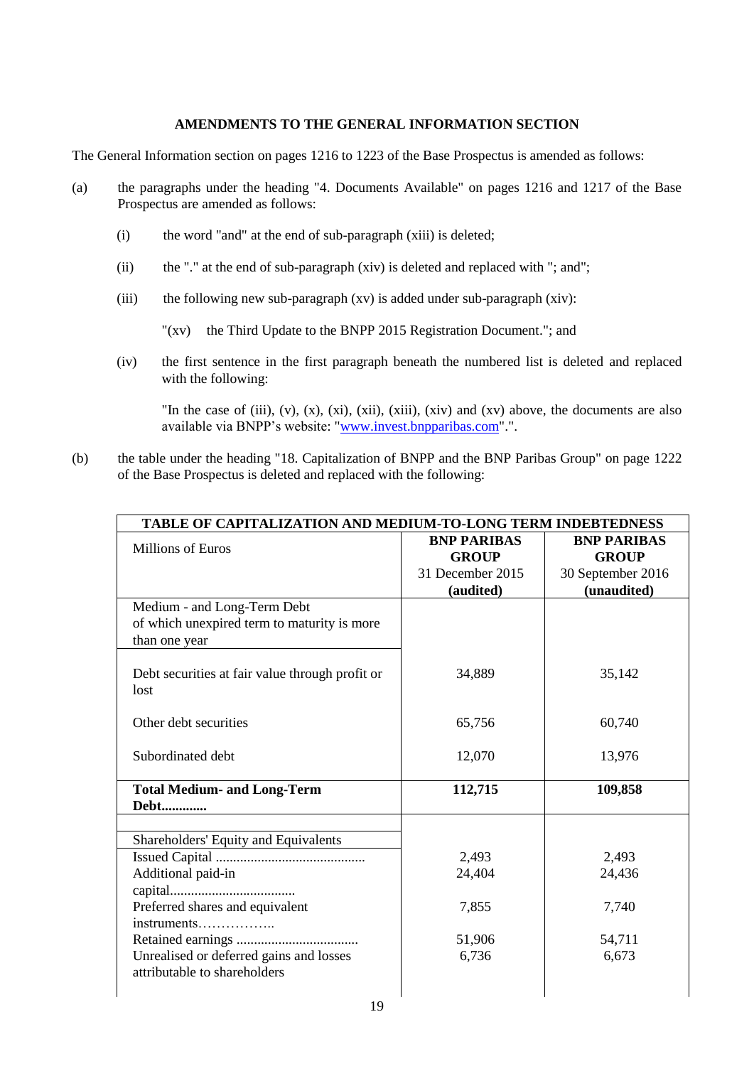## AMENDMENTS TO THE GENERAL INFORMATION SECTION

The General Information section on pages 1216 to 1223 of the Base Prospectus is amended as follows:

(a) the paragraphs under the heading "4. Documents Available" on pages 1216 and 1217 of the Base Prospectus are amended as follows:

   (i) the word "and" at the end of sub-paragraph (xiii) is deleted;

   (ii) the "." at the end of sub-paragraph (xiv) is deleted and replaced with "; and";

   (iii) the following new sub-paragraph (xv) is added under sub-paragraph (xiv):

   "(xv) the Third Update to the BNPP 2015 Registration Document."; and

   (iv) the first sentence in the first paragraph beneath the numbered list is deleted and replaced with the following:

   "In the case of (iii), (v), (x), (xi), (xii), (xiii), (xiv) and (xv) above, the documents are also available via BNPP's website: "www.invest.bnpparibas.com".".

(b) the table under the heading "18. Capitalization of BNPP and the BNP Paribas Group" on page 1222 of the Base Prospectus is deleted and replaced with the following:

| TABLE OF CAPITALIZATION AND MEDIUM-TO-LONG TERM INDEBTEDNESS | | |
|---|---|---|
| Millions of Euros | **BNP PARIBAS GROUP** 31 December 2015 **(audited)** | **BNP PARIBAS GROUP** 30 September 2016 **(unaudited)** |
| Medium - and Long-Term Debt of which unexpired term to maturity is more than one year | | |
| Debt securities at fair value through profit or lost | 34,889 | 35,142 |
| Other debt securities | 65,756 | 60,740 |
| Subordinated debt | 12,070 | 13,976 |
| **Total Medium- and Long-Term Debt............** | **112,715** | **109,858** |
| | | |
| Shareholders' Equity and Equivalents | | |
| Issued Capital .......................................... | 2,493 | 2,493 |
| Additional paid-in capital................................... | 24,404 | 24,436 |
| Preferred shares and equivalent instruments…………….. | 7,855 | 7,740 |
| Retained earnings .................................. | 51,906 | 54,711 |
| Unrealised or deferred gains and losses attributable to shareholders | 6,736 | 6,673 |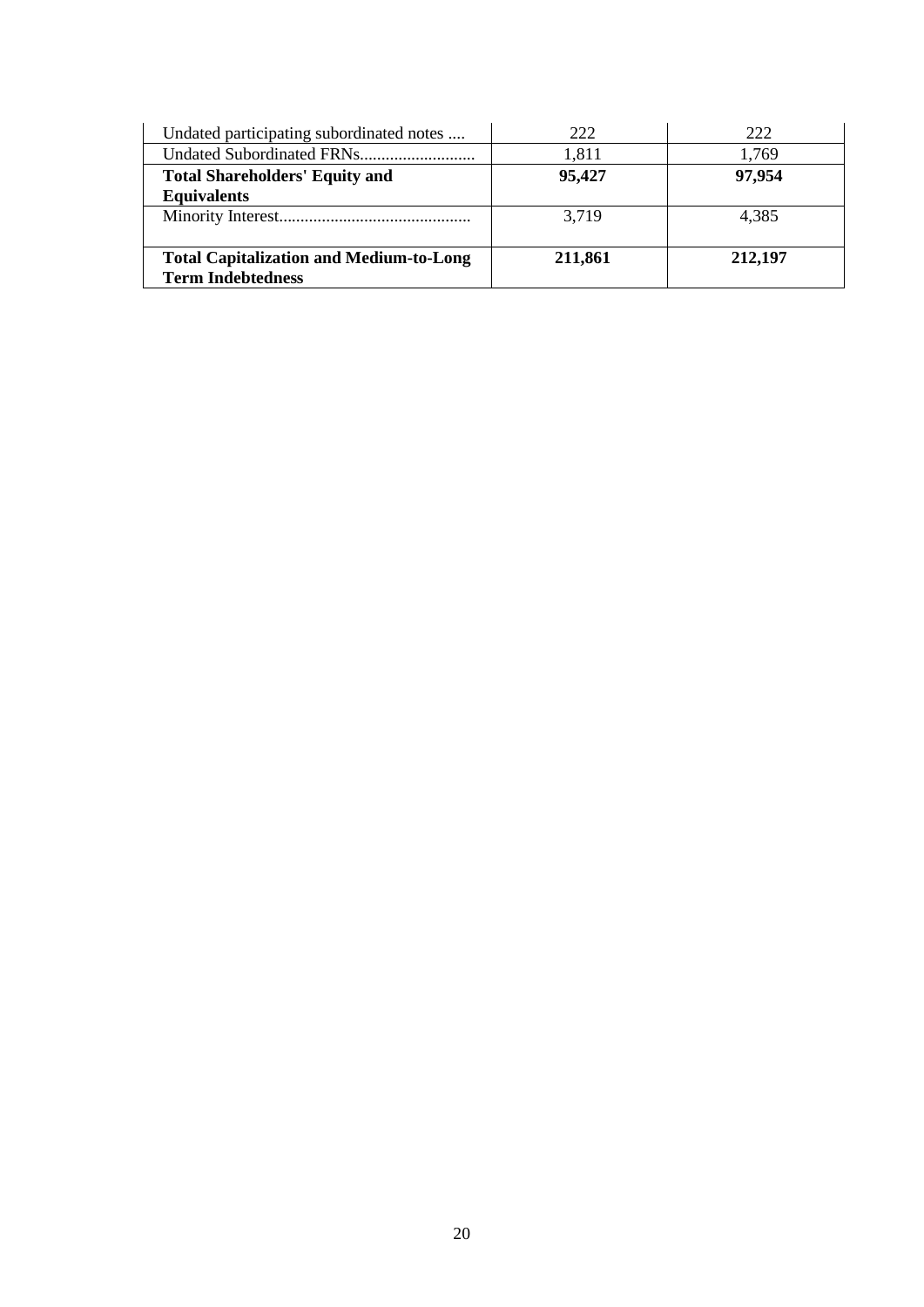| | | |
|---|---|---|
| Undated participating subordinated notes .... | 222 | 222 |
| Undated Subordinated FRNs........................... | 1,811 | 1,769 |
| **Total Shareholders' Equity and Equivalents** | **95,427** | **97,954** |
| Minority Interest............................................ | 3,719 | 4,385 |
| **Total Capitalization and Medium-to-Long Term Indebtedness** | **211,861** | **212,197** |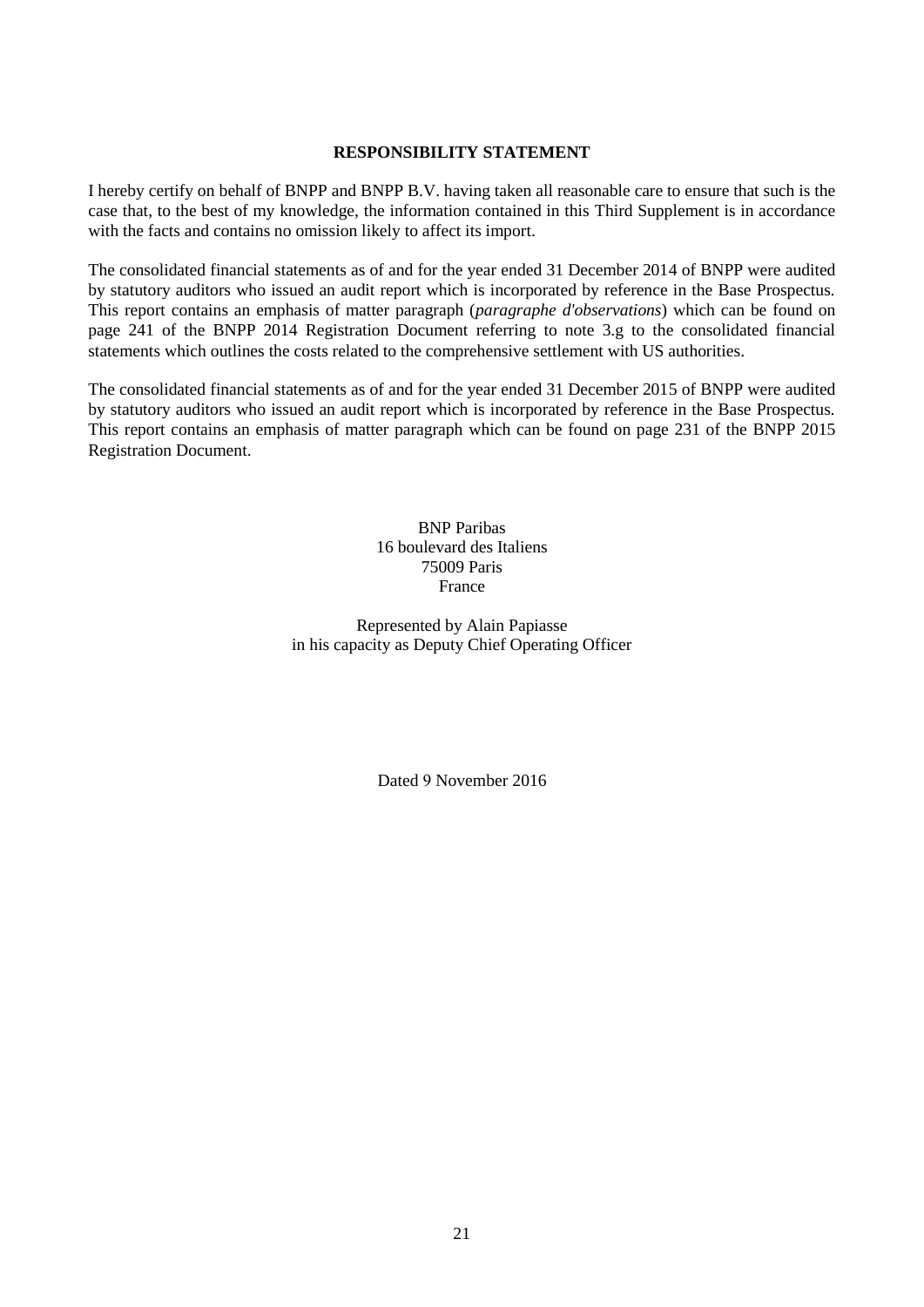## RESPONSIBILITY STATEMENT

I hereby certify on behalf of BNPP and BNPP B.V. having taken all reasonable care to ensure that such is the case that, to the best of my knowledge, the information contained in this Third Supplement is in accordance with the facts and contains no omission likely to affect its import.

The consolidated financial statements as of and for the year ended 31 December 2014 of BNPP were audited by statutory auditors who issued an audit report which is incorporated by reference in the Base Prospectus. This report contains an emphasis of matter paragraph (*paragraphe d'observations*) which can be found on page 241 of the BNPP 2014 Registration Document referring to note 3.g to the consolidated financial statements which outlines the costs related to the comprehensive settlement with US authorities.

The consolidated financial statements as of and for the year ended 31 December 2015 of BNPP were audited by statutory auditors who issued an audit report which is incorporated by reference in the Base Prospectus. This report contains an emphasis of matter paragraph which can be found on page 231 of the BNPP 2015 Registration Document.

BNP Paribas
16 boulevard des Italiens
75009 Paris
France

Represented by Alain Papiasse
in his capacity as Deputy Chief Operating Officer

Dated 9 November 2016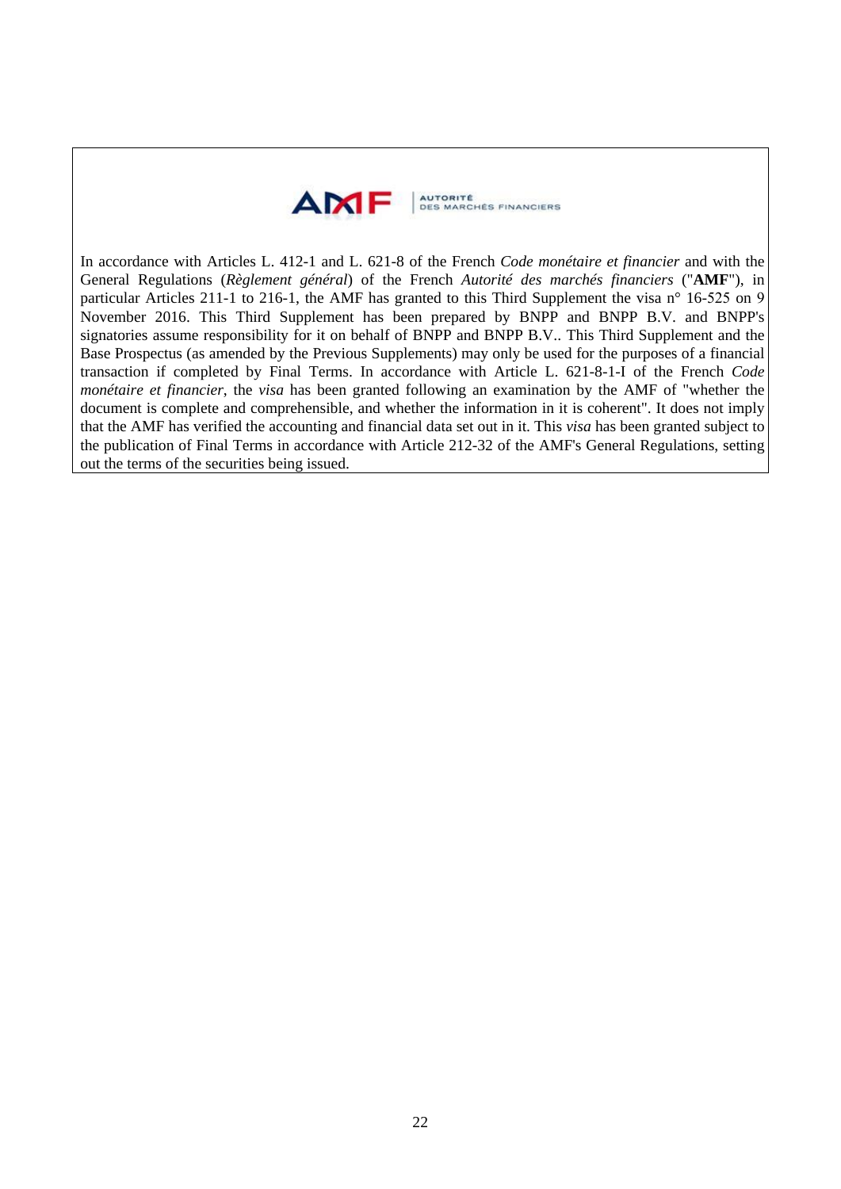AMF | AUTORITÉ DES MARCHÉS FINANCIERS

In accordance with Articles L. 412-1 and L. 621-8 of the French *Code monétaire et financier* and with the General Regulations (*Règlement général*) of the French *Autorité des marchés financiers* ("**AMF**"), in particular Articles 211-1 to 216-1, the AMF has granted to this Third Supplement the visa n° 16-525 on 9 November 2016. This Third Supplement has been prepared by BNPP and BNPP B.V. and BNPP's signatories assume responsibility for it on behalf of BNPP and BNPP B.V.. This Third Supplement and the Base Prospectus (as amended by the Previous Supplements) may only be used for the purposes of a financial transaction if completed by Final Terms. In accordance with Article L. 621-8-1-I of the French *Code monétaire et financier*, the *visa* has been granted following an examination by the AMF of "whether the document is complete and comprehensible, and whether the information in it is coherent". It does not imply that the AMF has verified the accounting and financial data set out in it. This *visa* has been granted subject to the publication of Final Terms in accordance with Article 212-32 of the AMF's General Regulations, setting out the terms of the securities being issued.